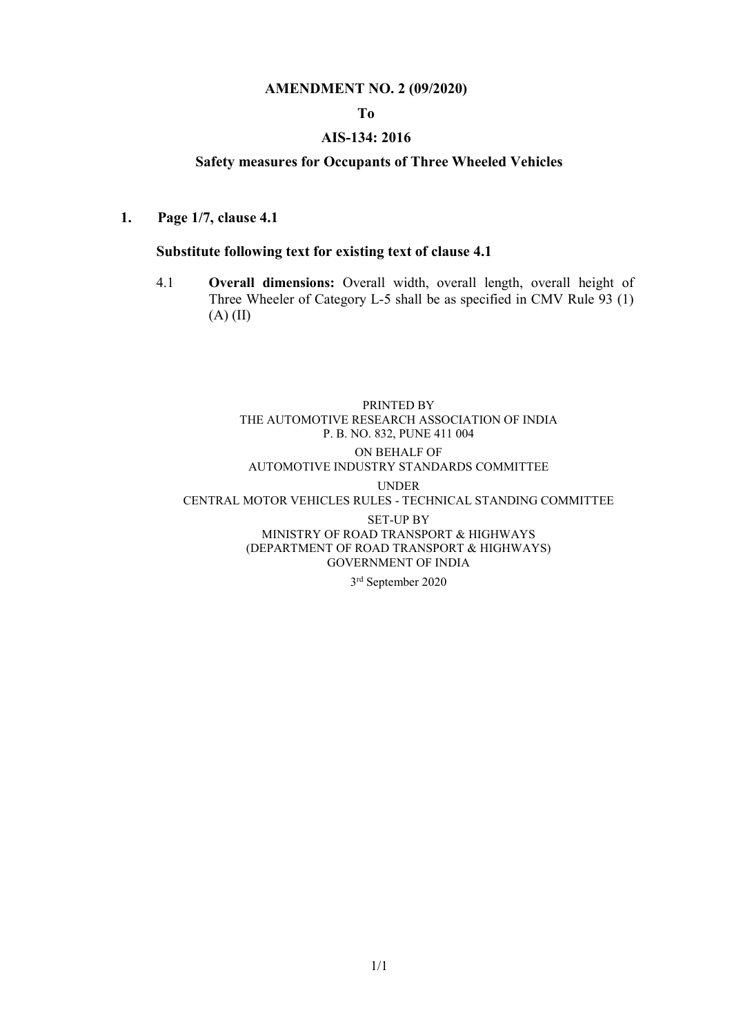**AMENDMENT NO. 2 (09/2020)**

**To**

**AIS-134: 2016**

**Safety measures for Occupants of Three Wheeled Vehicles**

**1. Page 1/7, clause 4.1**

**Substitute following text for existing text of clause 4.1**

4.1 **Overall dimensions:** Overall width, overall length, overall height of Three Wheeler of Category L-5 shall be as specified in CMV Rule 93 (1) (A) (II)

PRINTED BY
THE AUTOMOTIVE RESEARCH ASSOCIATION OF INDIA
P. B. NO. 832, PUNE 411 004

ON BEHALF OF
AUTOMOTIVE INDUSTRY STANDARDS COMMITTEE

UNDER
CENTRAL MOTOR VEHICLES RULES - TECHNICAL STANDING COMMITTEE

SET-UP BY
MINISTRY OF ROAD TRANSPORT & HIGHWAYS
(DEPARTMENT OF ROAD TRANSPORT & HIGHWAYS)
GOVERNMENT OF INDIA

3rd September 2020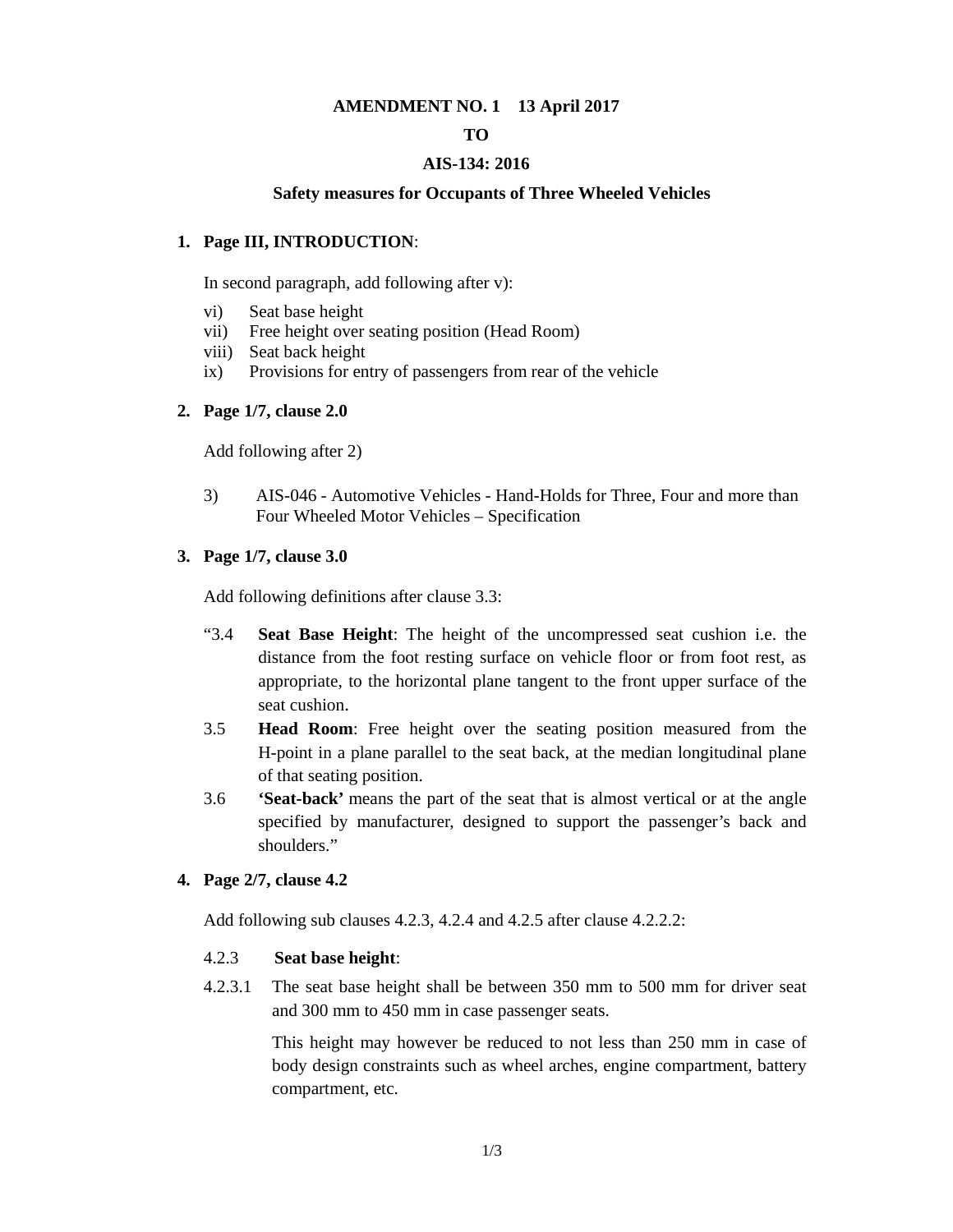**AMENDMENT NO. 1 13 April 2017**

**TO**

**AIS-134: 2016**

**Safety measures for Occupants of Three Wheeled Vehicles**

**1. Page III, INTRODUCTION**:

In second paragraph, add following after v):

vi) Seat base height
vii) Free height over seating position (Head Room)
viii) Seat back height
ix) Provisions for entry of passengers from rear of the vehicle

**2. Page 1/7, clause 2.0**

Add following after 2)

3) AIS-046 - Automotive Vehicles - Hand-Holds for Three, Four and more than Four Wheeled Motor Vehicles – Specification

**3. Page 1/7, clause 3.0**

Add following definitions after clause 3.3:

"3.4 **Seat Base Height**: The height of the uncompressed seat cushion i.e. the distance from the foot resting surface on vehicle floor or from foot rest, as appropriate, to the horizontal plane tangent to the front upper surface of the seat cushion.

3.5 **Head Room**: Free height over the seating position measured from the H-point in a plane parallel to the seat back, at the median longitudinal plane of that seating position.

3.6 **'Seat-back'** means the part of the seat that is almost vertical or at the angle specified by manufacturer, designed to support the passenger's back and shoulders."

**4. Page 2/7, clause 4.2**

Add following sub clauses 4.2.3, 4.2.4 and 4.2.5 after clause 4.2.2.2:

4.2.3 **Seat base height**:

4.2.3.1 The seat base height shall be between 350 mm to 500 mm for driver seat and 300 mm to 450 mm in case passenger seats.

This height may however be reduced to not less than 250 mm in case of body design constraints such as wheel arches, engine compartment, battery compartment, etc.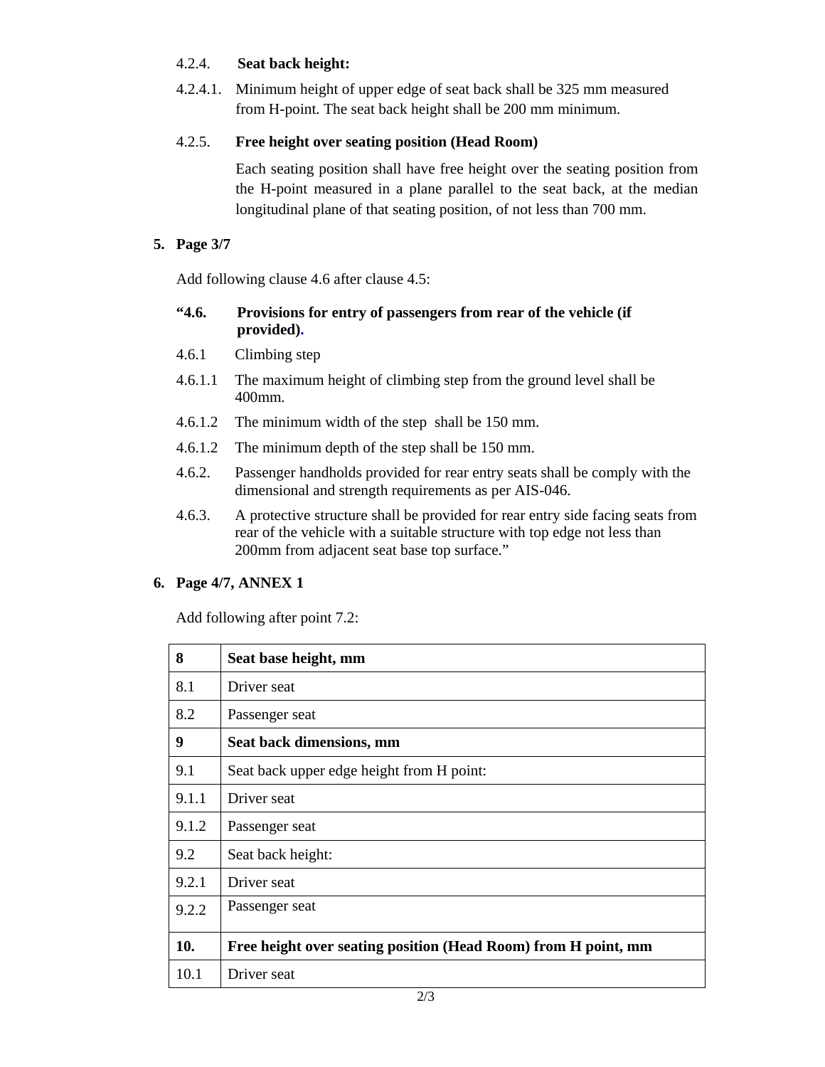4.2.4. **Seat back height:**

4.2.4.1. Minimum height of upper edge of seat back shall be 325 mm measured from H-point. The seat back height shall be 200 mm minimum.

4.2.5. **Free height over seating position (Head Room)**

Each seating position shall have free height over the seating position from the H-point measured in a plane parallel to the seat back, at the median longitudinal plane of that seating position, of not less than 700 mm.

**5. Page 3/7**

Add following clause 4.6 after clause 4.5:

**"4.6. Provisions for entry of passengers from rear of the vehicle (if provided).**

4.6.1 Climbing step

4.6.1.1 The maximum height of climbing step from the ground level shall be 400mm.

4.6.1.2 The minimum width of the step shall be 150 mm.

4.6.1.2 The minimum depth of the step shall be 150 mm.

4.6.2. Passenger handholds provided for rear entry seats shall be comply with the dimensional and strength requirements as per AIS-046.

4.6.3. A protective structure shall be provided for rear entry side facing seats from rear of the vehicle with a suitable structure with top edge not less than 200mm from adjacent seat base top surface."

**6. Page 4/7, ANNEX 1**

Add following after point 7.2:

| **8** | **Seat base height, mm** |
|---|---|
| 8.1 | Driver seat |
| 8.2 | Passenger seat |
| **9** | **Seat back dimensions, mm** |
| 9.1 | Seat back upper edge height from H point: |
| 9.1.1 | Driver seat |
| 9.1.2 | Passenger seat |
| 9.2 | Seat back height: |
| 9.2.1 | Driver seat |
| 9.2.2 | Passenger seat |
| **10.** | **Free height over seating position (Head Room) from H point, mm** |
| 10.1 | Driver seat |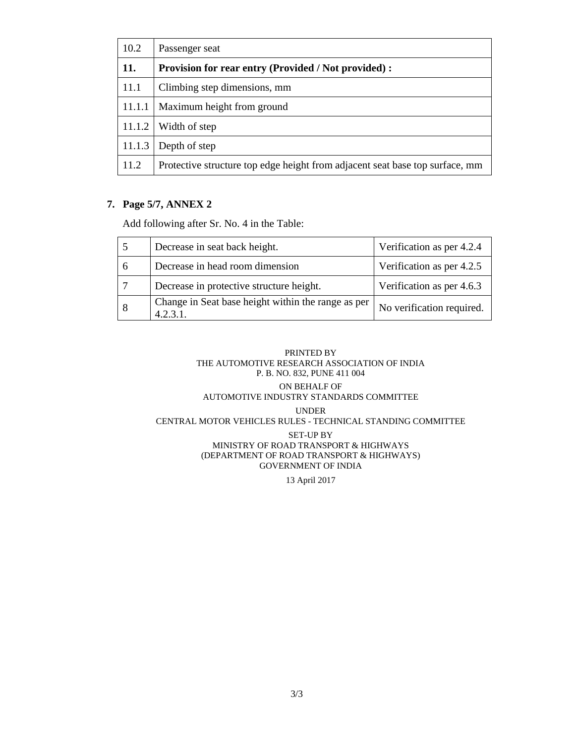| 10.2 | Passenger seat |
|---|---|
| **11.** | **Provision for rear entry (Provided / Not provided) :** |
| 11.1 | Climbing step dimensions, mm |
| 11.1.1 | Maximum height from ground |
| 11.1.2 | Width of step |
| 11.1.3 | Depth of step |
| 11.2 | Protective structure top edge height from adjacent seat base top surface, mm |

**7. Page 5/7, ANNEX 2**

Add following after Sr. No. 4 in the Table:

| 5 | Decrease in seat back height. | Verification as per 4.2.4 |
|---|---|---|
| 6 | Decrease in head room dimension | Verification as per 4.2.5 |
| 7 | Decrease in protective structure height. | Verification as per 4.6.3 |
| 8 | Change in Seat base height within the range as per 4.2.3.1. | No verification required. |

PRINTED BY
THE AUTOMOTIVE RESEARCH ASSOCIATION OF INDIA
P. B. NO. 832, PUNE 411 004

ON BEHALF OF
AUTOMOTIVE INDUSTRY STANDARDS COMMITTEE

UNDER
CENTRAL MOTOR VEHICLES RULES - TECHNICAL STANDING COMMITTEE

SET-UP BY
MINISTRY OF ROAD TRANSPORT & HIGHWAYS
(DEPARTMENT OF ROAD TRANSPORT & HIGHWAYS)
GOVERNMENT OF INDIA

13 April 2017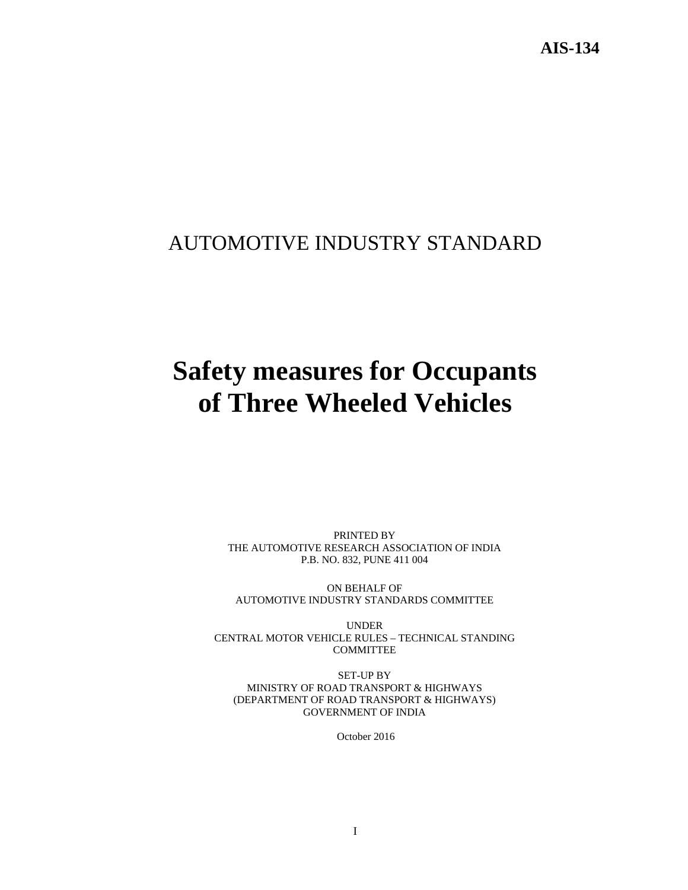AIS-134

# AUTOMOTIVE INDUSTRY STANDARD

# Safety measures for Occupants of Three Wheeled Vehicles

PRINTED BY
THE AUTOMOTIVE RESEARCH ASSOCIATION OF INDIA
P.B. NO. 832, PUNE 411 004

ON BEHALF OF
AUTOMOTIVE INDUSTRY STANDARDS COMMITTEE

UNDER
CENTRAL MOTOR VEHICLE RULES – TECHNICAL STANDING COMMITTEE

SET-UP BY
MINISTRY OF ROAD TRANSPORT & HIGHWAYS
(DEPARTMENT OF ROAD TRANSPORT & HIGHWAYS)
GOVERNMENT OF INDIA

October 2016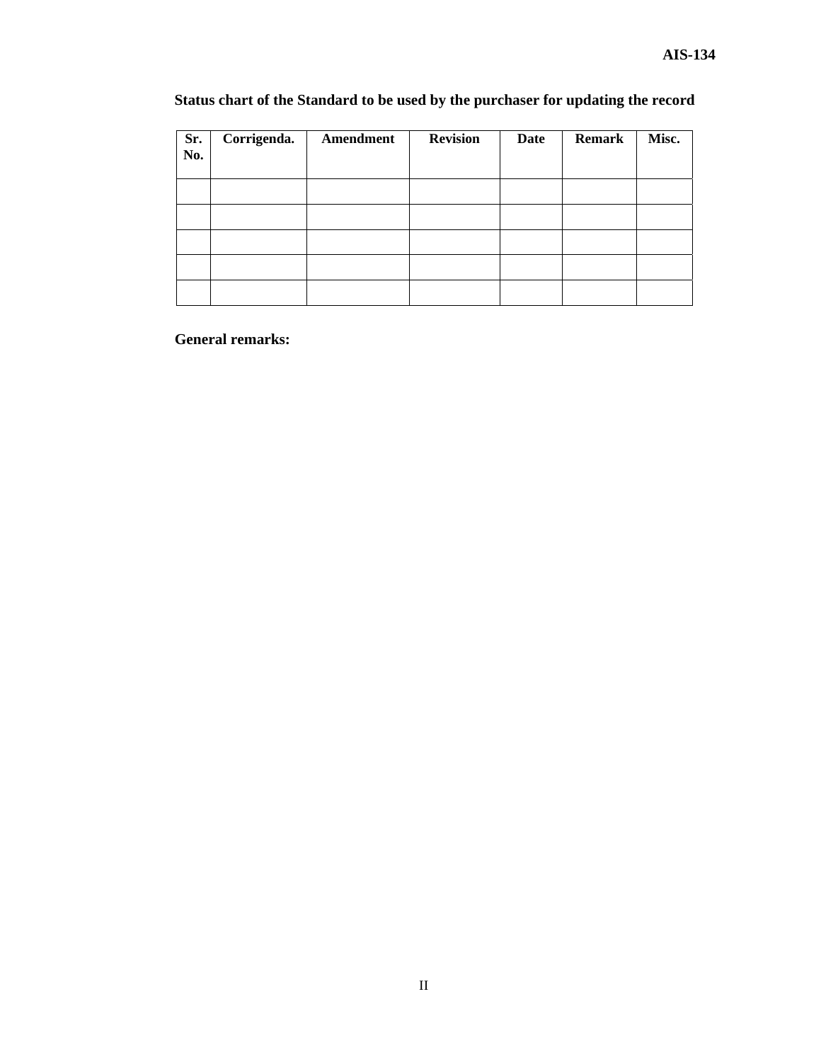**Status chart of the Standard to be used by the purchaser for updating the record**

| Sr. No. | Corrigenda. | Amendment | Revision | Date | Remark | Misc. |
|---|---|---|---|---|---|---|
| | | | | | | |
| | | | | | | |
| | | | | | | |
| | | | | | | |
| | | | | | | |

**General remarks:**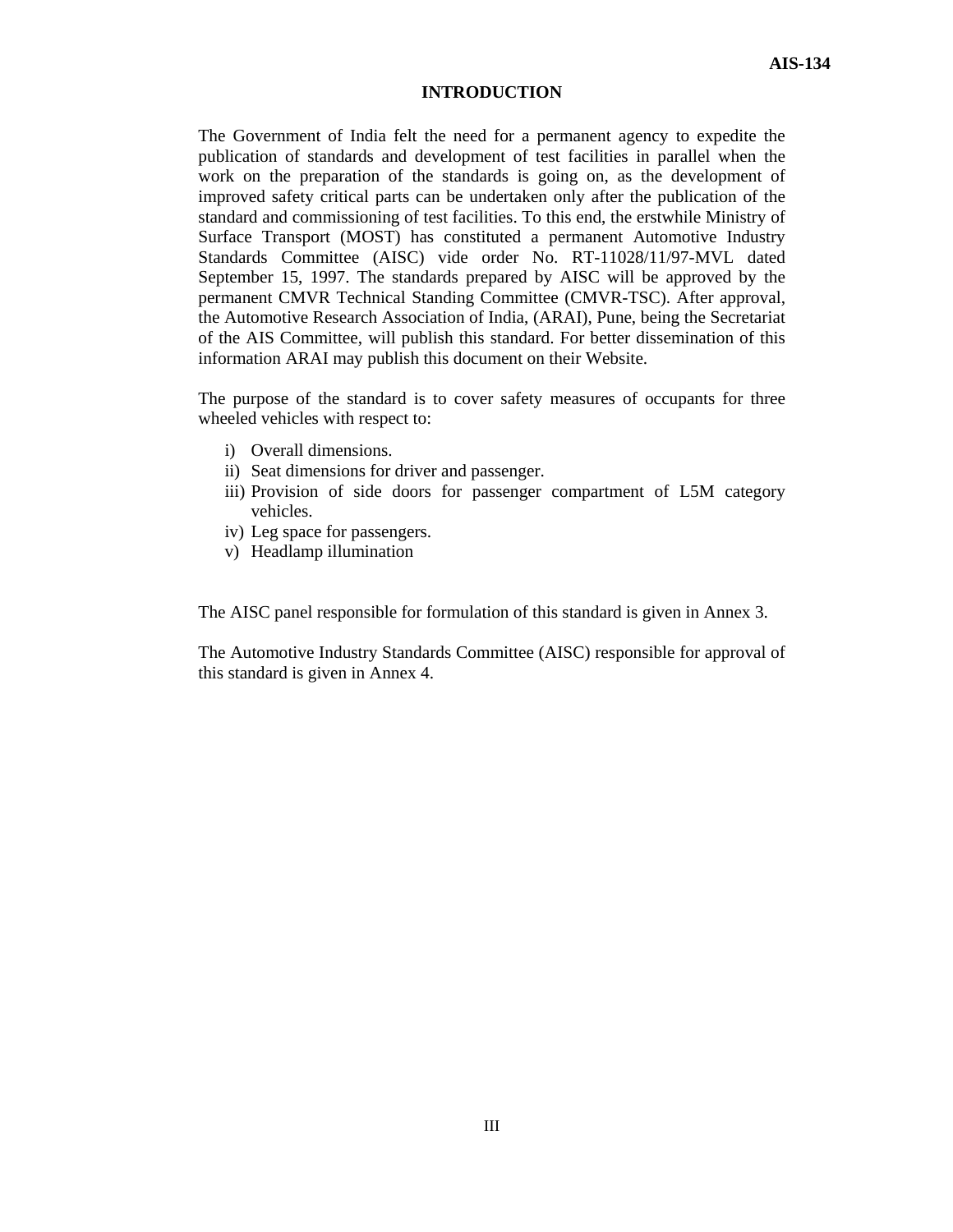# INTRODUCTION

The Government of India felt the need for a permanent agency to expedite the publication of standards and development of test facilities in parallel when the work on the preparation of the standards is going on, as the development of improved safety critical parts can be undertaken only after the publication of the standard and commissioning of test facilities. To this end, the erstwhile Ministry of Surface Transport (MOST) has constituted a permanent Automotive Industry Standards Committee (AISC) vide order No. RT-11028/11/97-MVL dated September 15, 1997. The standards prepared by AISC will be approved by the permanent CMVR Technical Standing Committee (CMVR-TSC). After approval, the Automotive Research Association of India, (ARAI), Pune, being the Secretariat of the AIS Committee, will publish this standard. For better dissemination of this information ARAI may publish this document on their Website.

The purpose of the standard is to cover safety measures of occupants for three wheeled vehicles with respect to:

i) Overall dimensions.
ii) Seat dimensions for driver and passenger.
iii) Provision of side doors for passenger compartment of L5M category vehicles.
iv) Leg space for passengers.
v) Headlamp illumination

The AISC panel responsible for formulation of this standard is given in Annex 3.

The Automotive Industry Standards Committee (AISC) responsible for approval of this standard is given in Annex 4.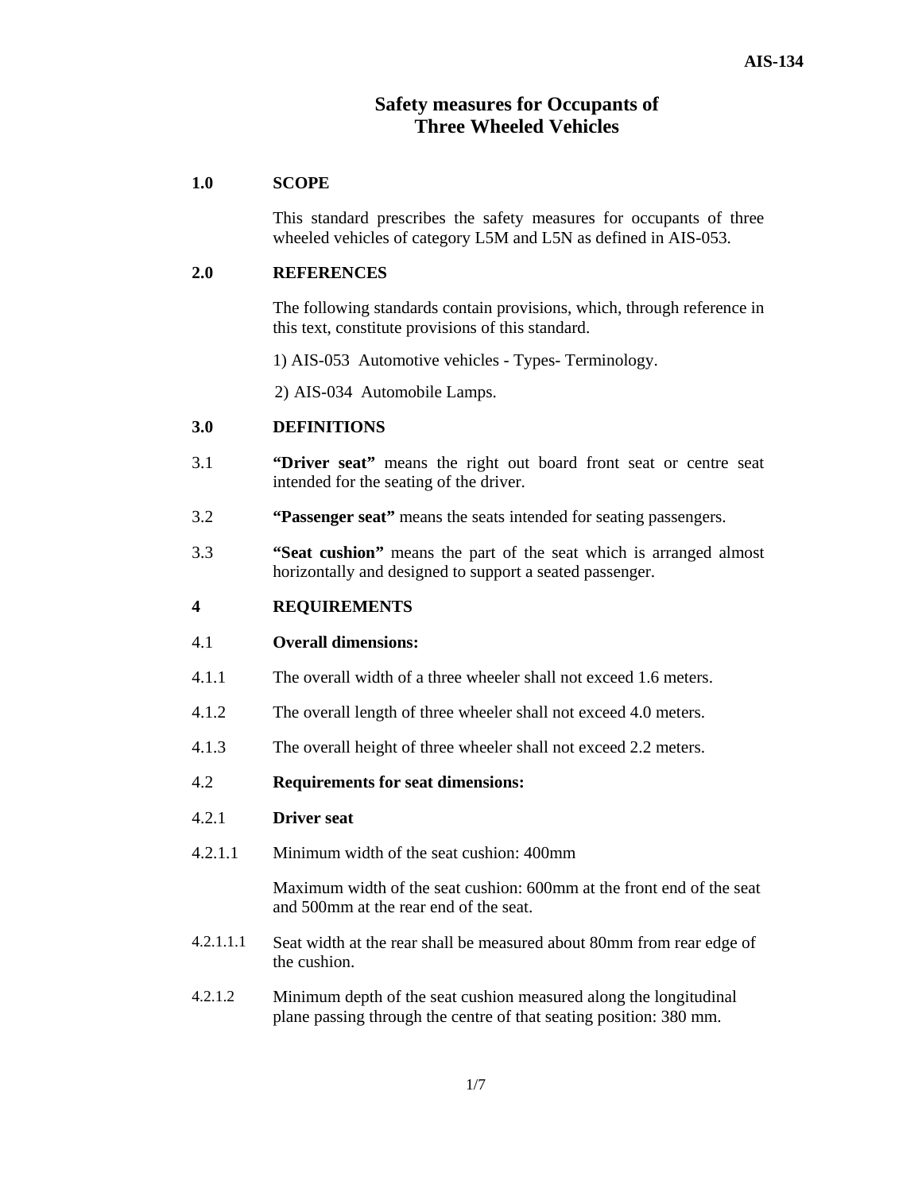# Safety measures for Occupants of Three Wheeled Vehicles

## 1.0 SCOPE

This standard prescribes the safety measures for occupants of three wheeled vehicles of category L5M and L5N as defined in AIS-053.

## 2.0 REFERENCES

The following standards contain provisions, which, through reference in this text, constitute provisions of this standard.

1) AIS-053 Automotive vehicles - Types- Terminology.

2) AIS-034 Automobile Lamps.

## 3.0 DEFINITIONS

3.1 **"Driver seat"** means the right out board front seat or centre seat intended for the seating of the driver.

3.2 **"Passenger seat"** means the seats intended for seating passengers.

3.3 **"Seat cushion"** means the part of the seat which is arranged almost horizontally and designed to support a seated passenger.

## 4 REQUIREMENTS

4.1 **Overall dimensions:**

4.1.1 The overall width of a three wheeler shall not exceed 1.6 meters.

4.1.2 The overall length of three wheeler shall not exceed 4.0 meters.

4.1.3 The overall height of three wheeler shall not exceed 2.2 meters.

4.2 **Requirements for seat dimensions:**

4.2.1 **Driver seat**

4.2.1.1 Minimum width of the seat cushion: 400mm

Maximum width of the seat cushion: 600mm at the front end of the seat and 500mm at the rear end of the seat.

4.2.1.1.1 Seat width at the rear shall be measured about 80mm from rear edge of the cushion.

4.2.1.2 Minimum depth of the seat cushion measured along the longitudinal plane passing through the centre of that seating position: 380 mm.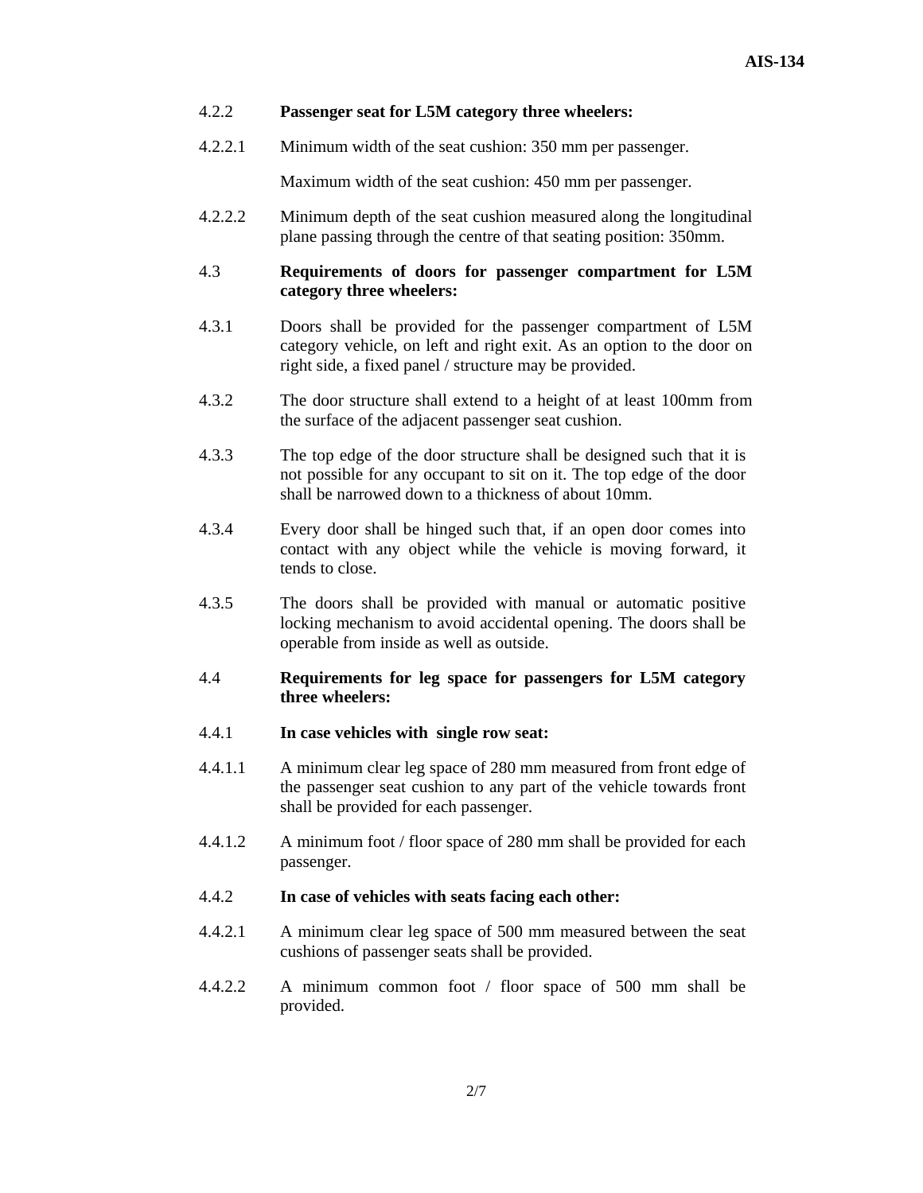4.2.2 **Passenger seat for L5M category three wheelers:**

4.2.2.1 Minimum width of the seat cushion: 350 mm per passenger.

Maximum width of the seat cushion: 450 mm per passenger.

4.2.2.2 Minimum depth of the seat cushion measured along the longitudinal plane passing through the centre of that seating position: 350mm.

4.3 **Requirements of doors for passenger compartment for L5M category three wheelers:**

4.3.1 Doors shall be provided for the passenger compartment of L5M category vehicle, on left and right exit. As an option to the door on right side, a fixed panel / structure may be provided.

4.3.2 The door structure shall extend to a height of at least 100mm from the surface of the adjacent passenger seat cushion.

4.3.3 The top edge of the door structure shall be designed such that it is not possible for any occupant to sit on it. The top edge of the door shall be narrowed down to a thickness of about 10mm.

4.3.4 Every door shall be hinged such that, if an open door comes into contact with any object while the vehicle is moving forward, it tends to close.

4.3.5 The doors shall be provided with manual or automatic positive locking mechanism to avoid accidental opening. The doors shall be operable from inside as well as outside.

4.4 **Requirements for leg space for passengers for L5M category three wheelers:**

4.4.1 **In case vehicles with single row seat:**

4.4.1.1 A minimum clear leg space of 280 mm measured from front edge of the passenger seat cushion to any part of the vehicle towards front shall be provided for each passenger.

4.4.1.2 A minimum foot / floor space of 280 mm shall be provided for each passenger.

4.4.2 **In case of vehicles with seats facing each other:**

4.4.2.1 A minimum clear leg space of 500 mm measured between the seat cushions of passenger seats shall be provided.

4.4.2.2 A minimum common foot / floor space of 500 mm shall be provided.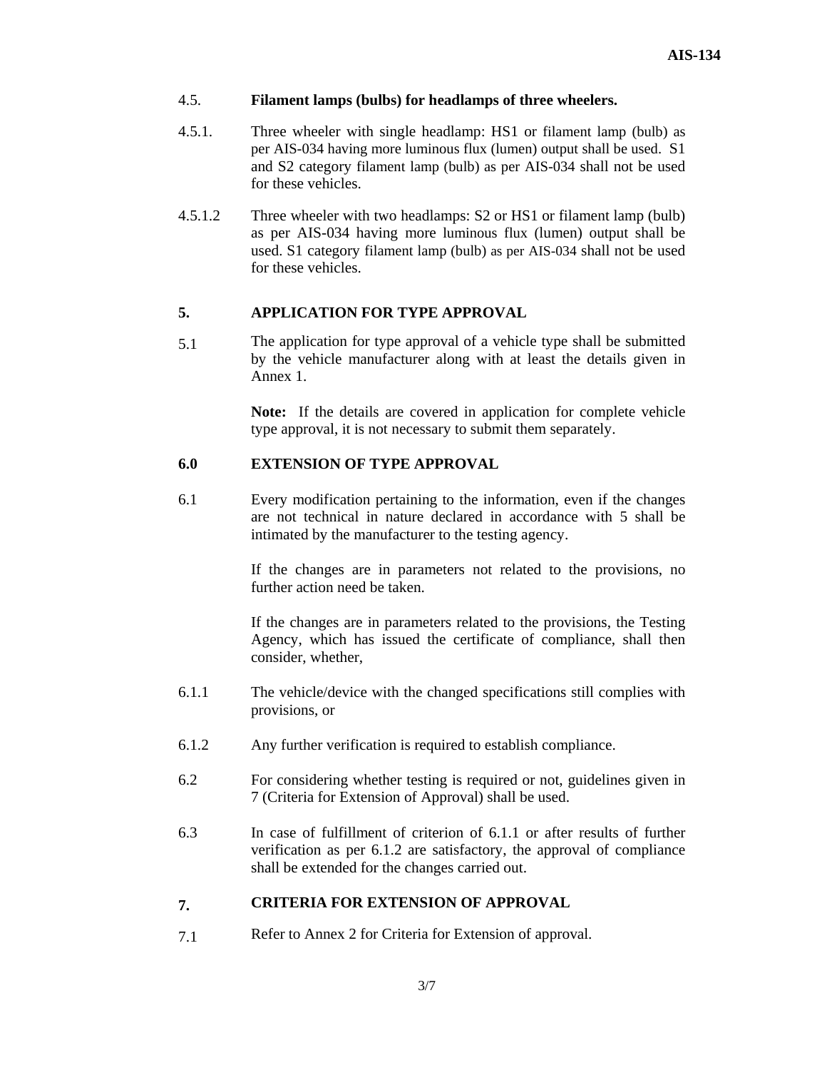4.5. **Filament lamps (bulbs) for headlamps of three wheelers.**

4.5.1. Three wheeler with single headlamp: HS1 or filament lamp (bulb) as per AIS-034 having more luminous flux (lumen) output shall be used. S1 and S2 category filament lamp (bulb) as per AIS-034 shall not be used for these vehicles.

4.5.1.2 Three wheeler with two headlamps: S2 or HS1 or filament lamp (bulb) as per AIS-034 having more luminous flux (lumen) output shall be used. S1 category filament lamp (bulb) as per AIS-034 shall not be used for these vehicles.

## 5. APPLICATION FOR TYPE APPROVAL

5.1 The application for type approval of a vehicle type shall be submitted by the vehicle manufacturer along with at least the details given in Annex 1.

**Note:** If the details are covered in application for complete vehicle type approval, it is not necessary to submit them separately.

## 6.0 EXTENSION OF TYPE APPROVAL

6.1 Every modification pertaining to the information, even if the changes are not technical in nature declared in accordance with 5 shall be intimated by the manufacturer to the testing agency.

If the changes are in parameters not related to the provisions, no further action need be taken.

If the changes are in parameters related to the provisions, the Testing Agency, which has issued the certificate of compliance, shall then consider, whether,

6.1.1 The vehicle/device with the changed specifications still complies with provisions, or

6.1.2 Any further verification is required to establish compliance.

6.2 For considering whether testing is required or not, guidelines given in 7 (Criteria for Extension of Approval) shall be used.

6.3 In case of fulfillment of criterion of 6.1.1 or after results of further verification as per 6.1.2 are satisfactory, the approval of compliance shall be extended for the changes carried out.

## 7. CRITERIA FOR EXTENSION OF APPROVAL

7.1 Refer to Annex 2 for Criteria for Extension of approval.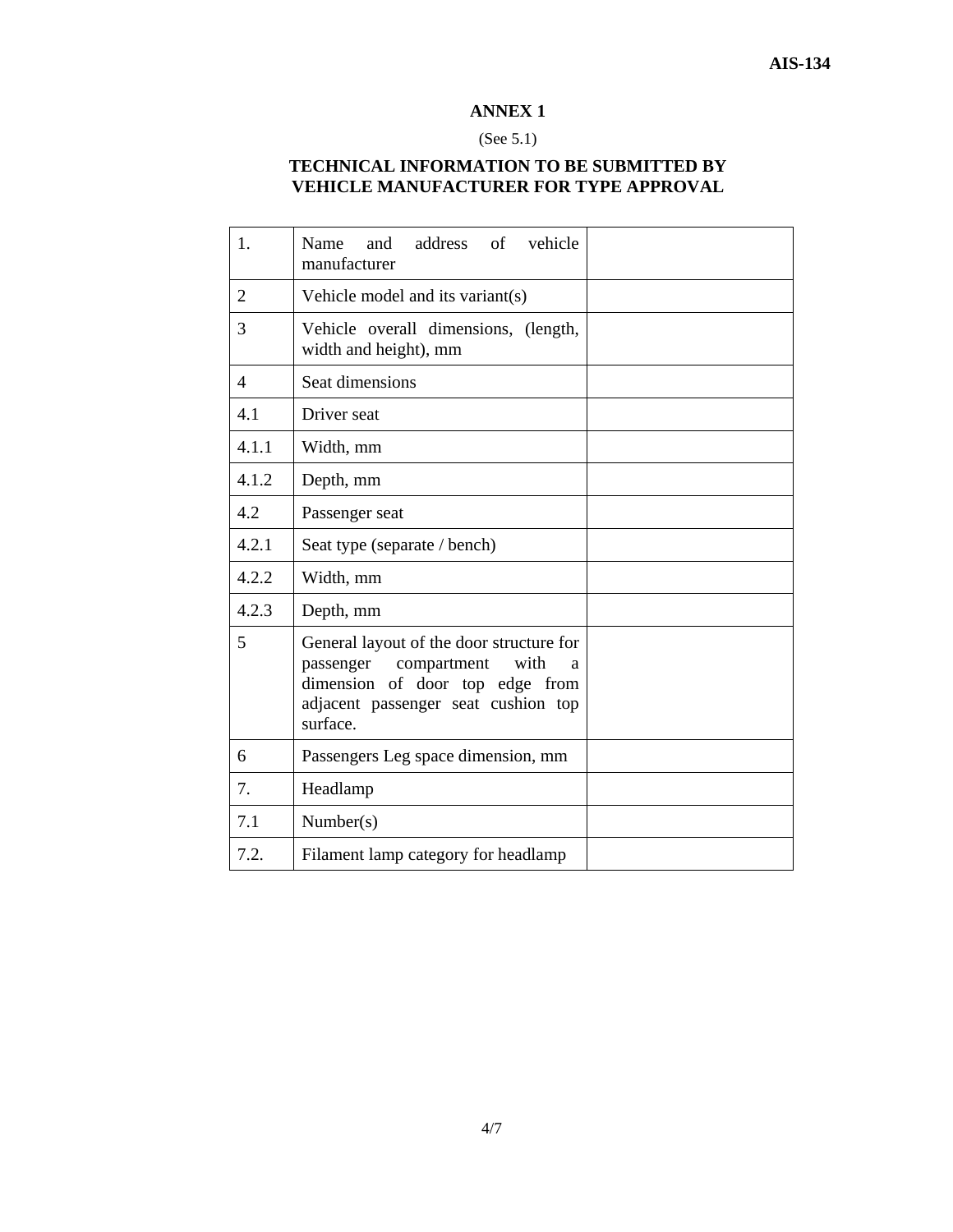## ANNEX 1

(See 5.1)

### TECHNICAL INFORMATION TO BE SUBMITTED BY VEHICLE MANUFACTURER FOR TYPE APPROVAL

| | | |
|---|---|---|
| 1. | Name and address of vehicle manufacturer | |
| 2 | Vehicle model and its variant(s) | |
| 3 | Vehicle overall dimensions, (length, width and height), mm | |
| 4 | Seat dimensions | |
| 4.1 | Driver seat | |
| 4.1.1 | Width, mm | |
| 4.1.2 | Depth, mm | |
| 4.2 | Passenger seat | |
| 4.2.1 | Seat type (separate / bench) | |
| 4.2.2 | Width, mm | |
| 4.2.3 | Depth, mm | |
| 5 | General layout of the door structure for passenger compartment with a dimension of door top edge from adjacent passenger seat cushion top surface. | |
| 6 | Passengers Leg space dimension, mm | |
| 7. | Headlamp | |
| 7.1 | Number(s) | |
| 7.2. | Filament lamp category for headlamp | |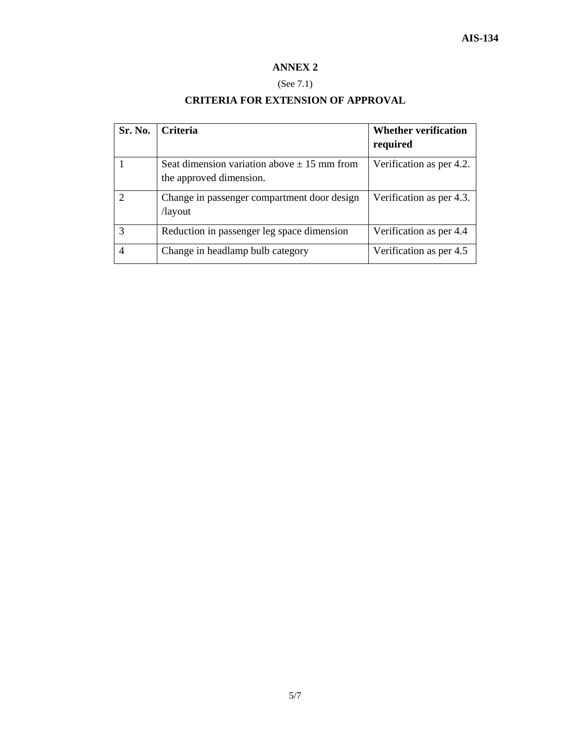## ANNEX 2

(See 7.1)

## CRITERIA FOR EXTENSION OF APPROVAL

| Sr. No. | Criteria | Whether verification required |
|---|---|---|
| 1 | Seat dimension variation above ± 15 mm from the approved dimension. | Verification as per 4.2. |
| 2 | Change in passenger compartment door design /layout | Verification as per 4.3. |
| 3 | Reduction in passenger leg space dimension | Verification as per 4.4 |
| 4 | Change in headlamp bulb category | Verification as per 4.5 |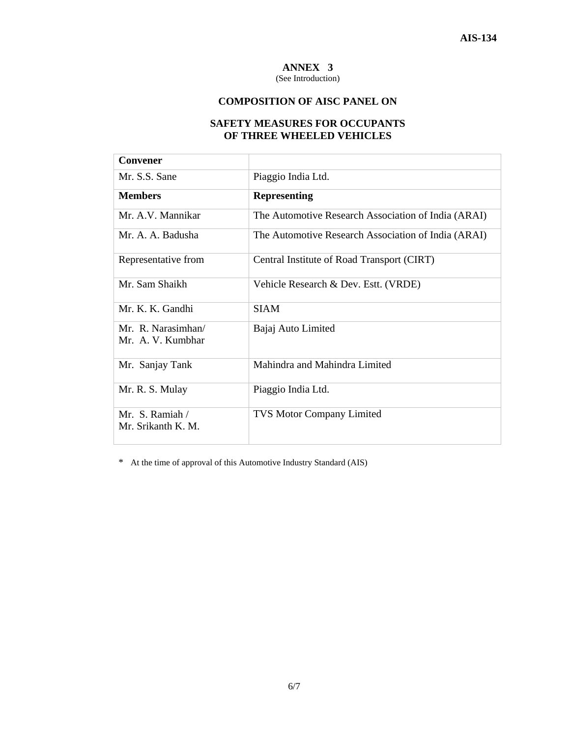## ANNEX 3

(See Introduction)

## COMPOSITION OF AISC PANEL ON

## SAFETY MEASURES FOR OCCUPANTS OF THREE WHEELED VEHICLES

| **Convener** | |
|---|---|
| Mr. S.S. Sane | Piaggio India Ltd. |
| **Members** | **Representing** |
| Mr. A.V. Mannikar | The Automotive Research Association of India (ARAI) |
| Mr. A. A. Badusha | The Automotive Research Association of India (ARAI) |
| Representative from | Central Institute of Road Transport (CIRT) |
| Mr. Sam Shaikh | Vehicle Research & Dev. Estt. (VRDE) |
| Mr. K. K. Gandhi | SIAM |
| Mr. R. Narasimhan/ Mr. A. V. Kumbhar | Bajaj Auto Limited |
| Mr. Sanjay Tank | Mahindra and Mahindra Limited |
| Mr. R. S. Mulay | Piaggio India Ltd. |
| Mr. S. Ramiah / Mr. Srikanth K. M. | TVS Motor Company Limited |

\* At the time of approval of this Automotive Industry Standard (AIS)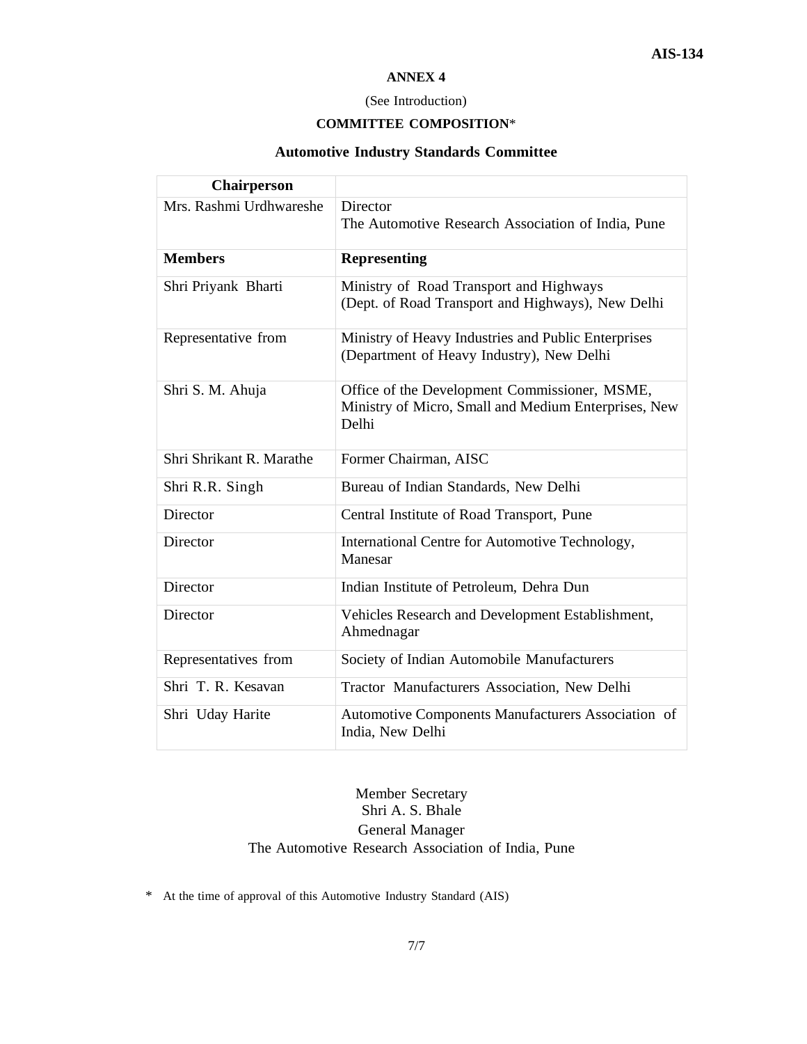## ANNEX 4

(See Introduction)

### COMMITTEE COMPOSITION*

### Automotive Industry Standards Committee

| **Chairperson** | |
|---|---|
| Mrs. Rashmi Urdhwareshe | Director<br>The Automotive Research Association of India, Pune |
| **Members** | **Representing** |
| Shri Priyank Bharti | Ministry of Road Transport and Highways<br>(Dept. of Road Transport and Highways), New Delhi |
| Representative from | Ministry of Heavy Industries and Public Enterprises<br>(Department of Heavy Industry), New Delhi |
| Shri S. M. Ahuja | Office of the Development Commissioner, MSME, Ministry of Micro, Small and Medium Enterprises, New Delhi |
| Shri Shrikant R. Marathe | Former Chairman, AISC |
| Shri R.R. Singh | Bureau of Indian Standards, New Delhi |
| Director | Central Institute of Road Transport, Pune |
| Director | International Centre for Automotive Technology, Manesar |
| Director | Indian Institute of Petroleum, Dehra Dun |
| Director | Vehicles Research and Development Establishment, Ahmednagar |
| Representatives from | Society of Indian Automobile Manufacturers |
| Shri T. R. Kesavan | Tractor Manufacturers Association, New Delhi |
| Shri Uday Harite | Automotive Components Manufacturers Association of India, New Delhi |

Member Secretary
Shri A. S. Bhale
General Manager
The Automotive Research Association of India, Pune

\* At the time of approval of this Automotive Industry Standard (AIS)